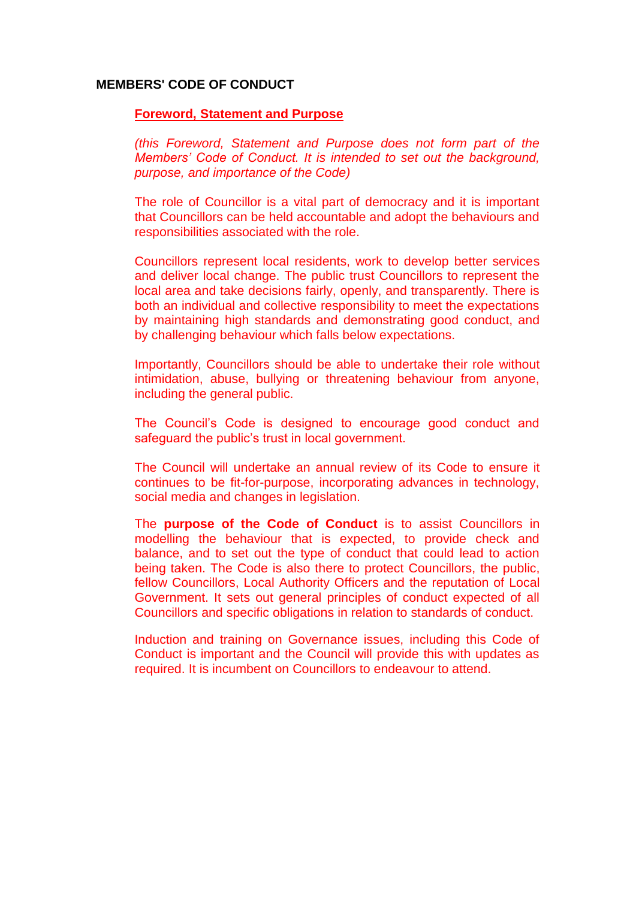# MEMBERS' CODE OF CONDUCT

## Foreword, Statement and Purpose

*(this Foreword, Statement and Purpose does not form part of the Members' Code of Conduct. It is intended to set out the background, purpose, and importance of the Code)*

The role of Councillor is a vital part of democracy and it is important that Councillors can be held accountable and adopt the behaviours and responsibilities associated with the role.

Councillors represent local residents, work to develop better services and deliver local change. The public trust Councillors to represent the local area and take decisions fairly, openly, and transparently. There is both an individual and collective responsibility to meet the expectations by maintaining high standards and demonstrating good conduct, and by challenging behaviour which falls below expectations.

Importantly, Councillors should be able to undertake their role without intimidation, abuse, bullying or threatening behaviour from anyone, including the general public.

The Council's Code is designed to encourage good conduct and safeguard the public's trust in local government.

The Council will undertake an annual review of its Code to ensure it continues to be fit-for-purpose, incorporating advances in technology, social media and changes in legislation.

The **purpose of the Code of Conduct** is to assist Councillors in modelling the behaviour that is expected, to provide check and balance, and to set out the type of conduct that could lead to action being taken. The Code is also there to protect Councillors, the public, fellow Councillors, Local Authority Officers and the reputation of Local Government. It sets out general principles of conduct expected of all Councillors and specific obligations in relation to standards of conduct.

Induction and training on Governance issues, including this Code of Conduct is important and the Council will provide this with updates as required. It is incumbent on Councillors to endeavour to attend.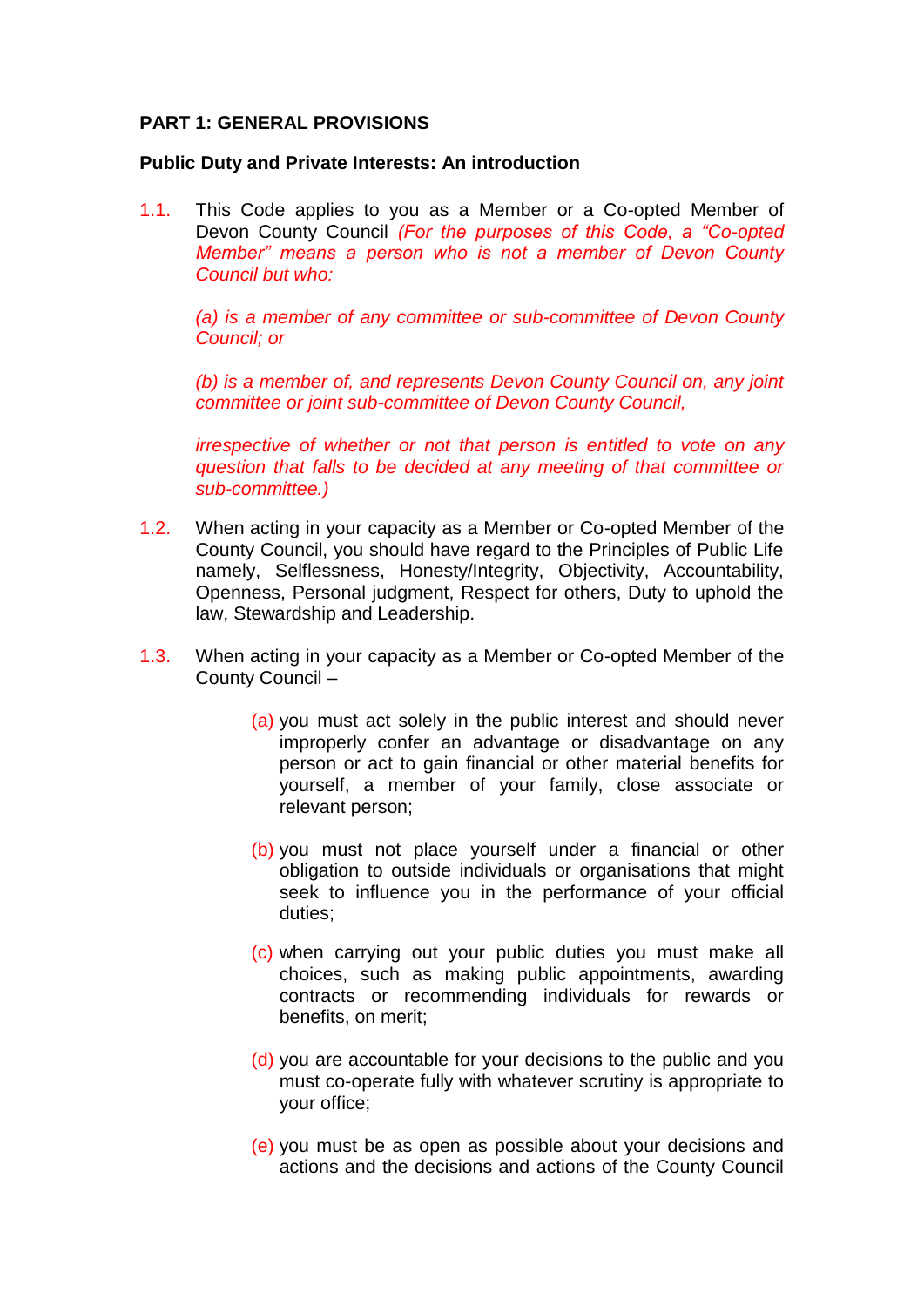**PART 1: GENERAL PROVISIONS**

**Public Duty and Private Interests: An introduction**

1.1. This Code applies to you as a Member or a Co-opted Member of Devon County Council *(For the purposes of this Code, a "Co-opted Member" means a person who is not a member of Devon County Council but who:*

*(a) is a member of any committee or sub-committee of Devon County Council; or*

*(b) is a member of, and represents Devon County Council on, any joint committee or joint sub-committee of Devon County Council,*

*irrespective of whether or not that person is entitled to vote on any question that falls to be decided at any meeting of that committee or sub-committee.)*

1.2. When acting in your capacity as a Member or Co-opted Member of the County Council, you should have regard to the Principles of Public Life namely, Selflessness, Honesty/Integrity, Objectivity, Accountability, Openness, Personal judgment, Respect for others, Duty to uphold the law, Stewardship and Leadership.

1.3. When acting in your capacity as a Member or Co-opted Member of the County Council –

(a) you must act solely in the public interest and should never improperly confer an advantage or disadvantage on any person or act to gain financial or other material benefits for yourself, a member of your family, close associate or relevant person;

(b) you must not place yourself under a financial or other obligation to outside individuals or organisations that might seek to influence you in the performance of your official duties;

(c) when carrying out your public duties you must make all choices, such as making public appointments, awarding contracts or recommending individuals for rewards or benefits, on merit;

(d) you are accountable for your decisions to the public and you must co-operate fully with whatever scrutiny is appropriate to your office;

(e) you must be as open as possible about your decisions and actions and the decisions and actions of the County Council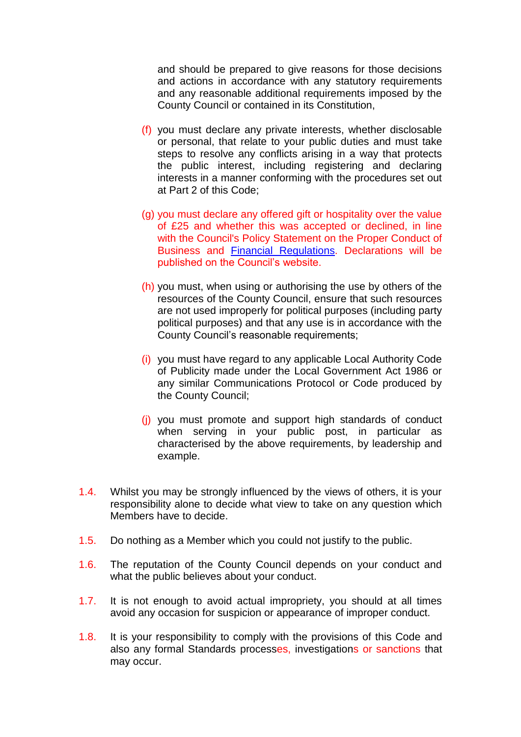and should be prepared to give reasons for those decisions and actions in accordance with any statutory requirements and any reasonable additional requirements imposed by the County Council or contained in its Constitution,

(f) you must declare any private interests, whether disclosable or personal, that relate to your public duties and must take steps to resolve any conflicts arising in a way that protects the public interest, including registering and declaring interests in a manner conforming with the procedures set out at Part 2 of this Code;

(g) you must declare any offered gift or hospitality over the value of £25 and whether this was accepted or declined, in line with the Council's Policy Statement on the Proper Conduct of Business and Financial Regulations. Declarations will be published on the Council's website.

(h) you must, when using or authorising the use by others of the resources of the County Council, ensure that such resources are not used improperly for political purposes (including party political purposes) and that any use is in accordance with the County Council's reasonable requirements;

(i) you must have regard to any applicable Local Authority Code of Publicity made under the Local Government Act 1986 or any similar Communications Protocol or Code produced by the County Council;

(j) you must promote and support high standards of conduct when serving in your public post, in particular as characterised by the above requirements, by leadership and example.

1.4. Whilst you may be strongly influenced by the views of others, it is your responsibility alone to decide what view to take on any question which Members have to decide.

1.5. Do nothing as a Member which you could not justify to the public.

1.6. The reputation of the County Council depends on your conduct and what the public believes about your conduct.

1.7. It is not enough to avoid actual impropriety, you should at all times avoid any occasion for suspicion or appearance of improper conduct.

1.8. It is your responsibility to comply with the provisions of this Code and also any formal Standards processes, investigations or sanctions that may occur.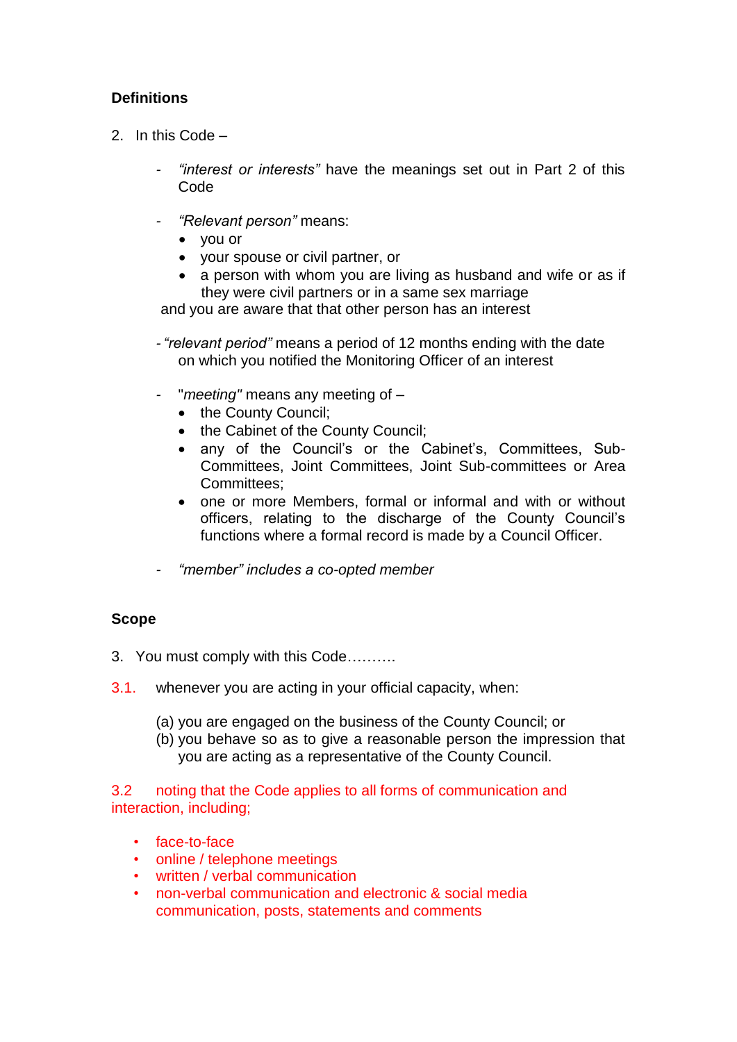**Definitions**

2. In this Code –

- *"interest or interests"* have the meanings set out in Part 2 of this Code

- *"Relevant person"* means:
    - you or
    - your spouse or civil partner, or
    - a person with whom you are living as husband and wife or as if they were civil partners or in a same sex marriage

  and you are aware that that other person has an interest

- *"relevant period"* means a period of 12 months ending with the date on which you notified the Monitoring Officer of an interest

- "*meeting*" means any meeting of –
    - the County Council;
    - the Cabinet of the County Council;
    - any of the Council's or the Cabinet's, Committees, Sub-Committees, Joint Committees, Joint Sub-committees or Area Committees;
    - one or more Members, formal or informal and with or without officers, relating to the discharge of the County Council's functions where a formal record is made by a Council Officer.

- *"member" includes a co-opted member*

**Scope**

3. You must comply with this Code……….

3.1. whenever you are acting in your official capacity, when:

(a) you are engaged on the business of the County Council; or
(b) you behave so as to give a reasonable person the impression that you are acting as a representative of the County Council.

3.2 noting that the Code applies to all forms of communication and interaction, including;

- face-to-face
- online / telephone meetings
- written / verbal communication
- non-verbal communication and electronic & social media communication, posts, statements and comments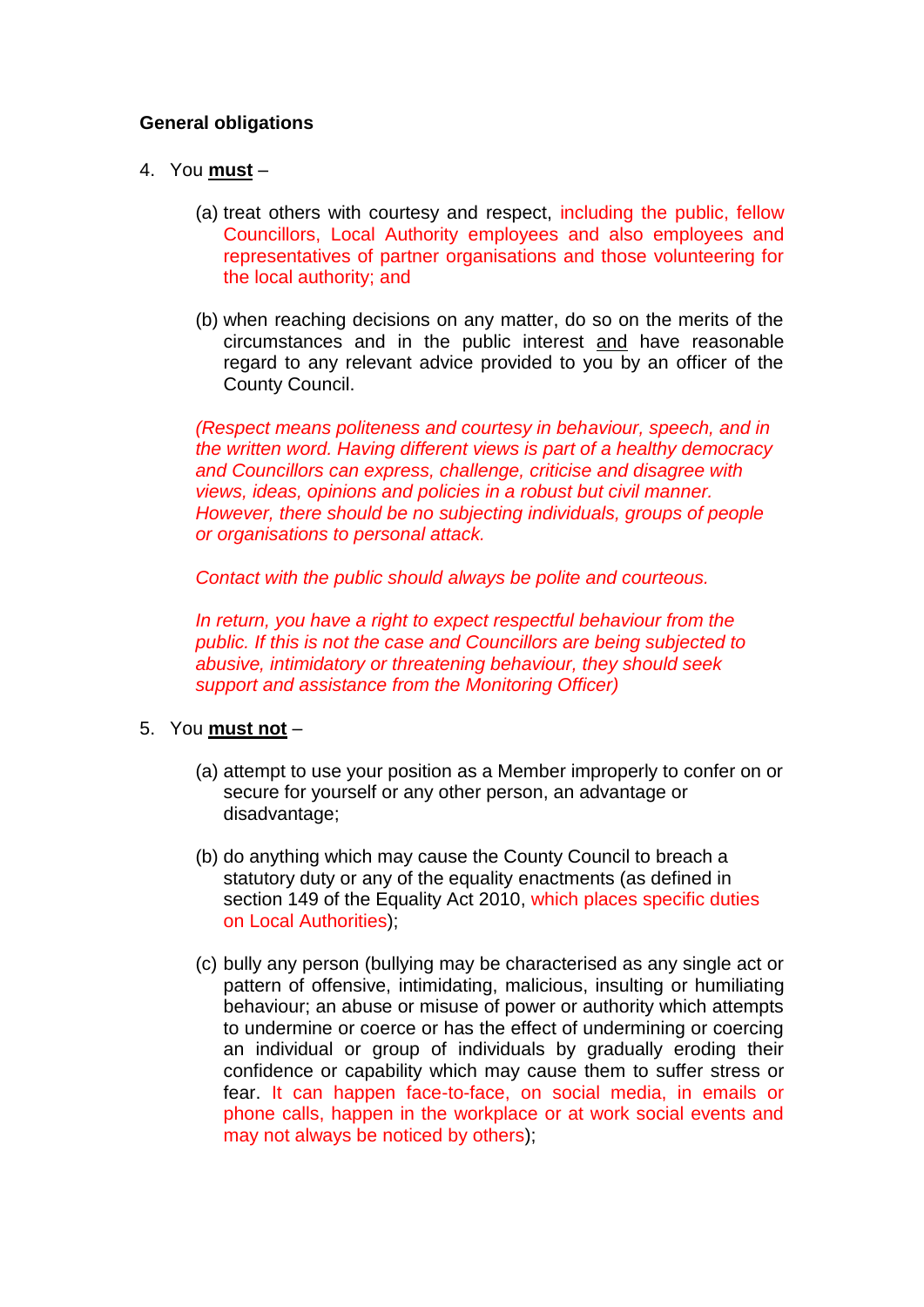**General obligations**

4. You **<u>must</u>** –

   (a) treat others with courtesy and respect, including the public, fellow Councillors, Local Authority employees and also employees and representatives of partner organisations and those volunteering for the local authority; and

   (b) when reaching decisions on any matter, do so on the merits of the circumstances and in the public interest <u>and</u> have reasonable regard to any relevant advice provided to you by an officer of the County Council.

   *(Respect means politeness and courtesy in behaviour, speech, and in the written word. Having different views is part of a healthy democracy and Councillors can express, challenge, criticise and disagree with views, ideas, opinions and policies in a robust but civil manner. However, there should be no subjecting individuals, groups of people or organisations to personal attack.*

   *Contact with the public should always be polite and courteous.*

   *In return, you have a right to expect respectful behaviour from the public. If this is not the case and Councillors are being subjected to abusive, intimidatory or threatening behaviour, they should seek support and assistance from the Monitoring Officer)*

5. You **<u>must not</u>** –

   (a) attempt to use your position as a Member improperly to confer on or secure for yourself or any other person, an advantage or disadvantage;

   (b) do anything which may cause the County Council to breach a statutory duty or any of the equality enactments (as defined in section 149 of the Equality Act 2010, which places specific duties on Local Authorities);

   (c) bully any person (bullying may be characterised as any single act or pattern of offensive, intimidating, malicious, insulting or humiliating behaviour; an abuse or misuse of power or authority which attempts to undermine or coerce or has the effect of undermining or coercing an individual or group of individuals by gradually eroding their confidence or capability which may cause them to suffer stress or fear. It can happen face-to-face, on social media, in emails or phone calls, happen in the workplace or at work social events and may not always be noticed by others);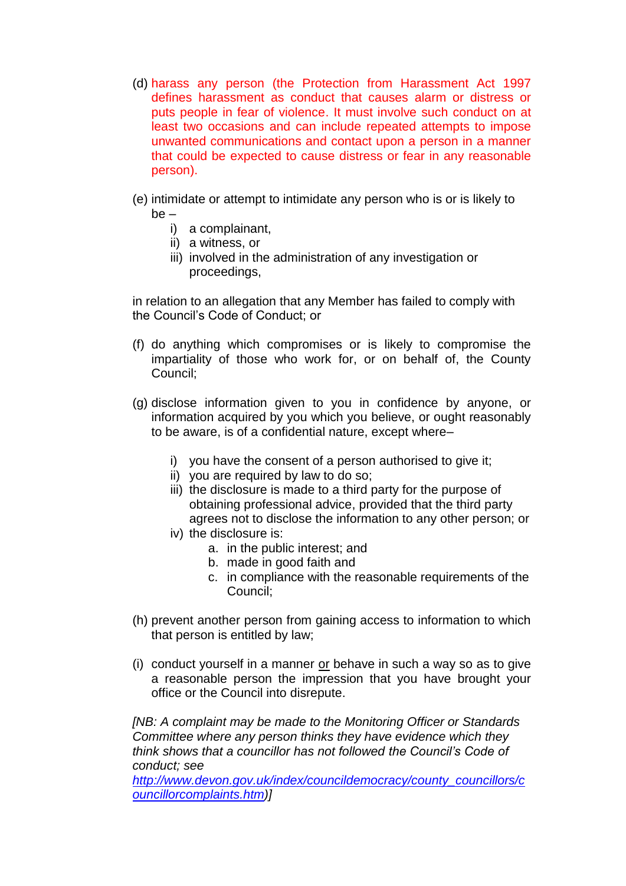(d) harass any person (the Protection from Harassment Act 1997 defines harassment as conduct that causes alarm or distress or puts people in fear of violence. It must involve such conduct on at least two occasions and can include repeated attempts to impose unwanted communications and contact upon a person in a manner that could be expected to cause distress or fear in any reasonable person).

(e) intimidate or attempt to intimidate any person who is or is likely to be –

   i) a complainant,
   ii) a witness, or
   iii) involved in the administration of any investigation or proceedings,

in relation to an allegation that any Member has failed to comply with the Council's Code of Conduct; or

(f) do anything which compromises or is likely to compromise the impartiality of those who work for, or on behalf of, the County Council;

(g) disclose information given to you in confidence by anyone, or information acquired by you which you believe, or ought reasonably to be aware, is of a confidential nature, except where–

   i) you have the consent of a person authorised to give it;
   ii) you are required by law to do so;
   iii) the disclosure is made to a third party for the purpose of obtaining professional advice, provided that the third party agrees not to disclose the information to any other person; or
   iv) the disclosure is:
      a. in the public interest; and
      b. made in good faith and
      c. in compliance with the reasonable requirements of the Council;

(h) prevent another person from gaining access to information to which that person is entitled by law;

(i) conduct yourself in a manner <u>or</u> behave in such a way so as to give a reasonable person the impression that you have brought your office or the Council into disrepute.

*[NB: A complaint may be made to the Monitoring Officer or Standards Committee where any person thinks they have evidence which they think shows that a councillor has not followed the Council's Code of conduct; see [http://www.devon.gov.uk/index/councildemocracy/county_councillors/councillorcomplaints.htm](http://www.devon.gov.uk/index/councildemocracy/county_councillors/councillorcomplaints.htm))]*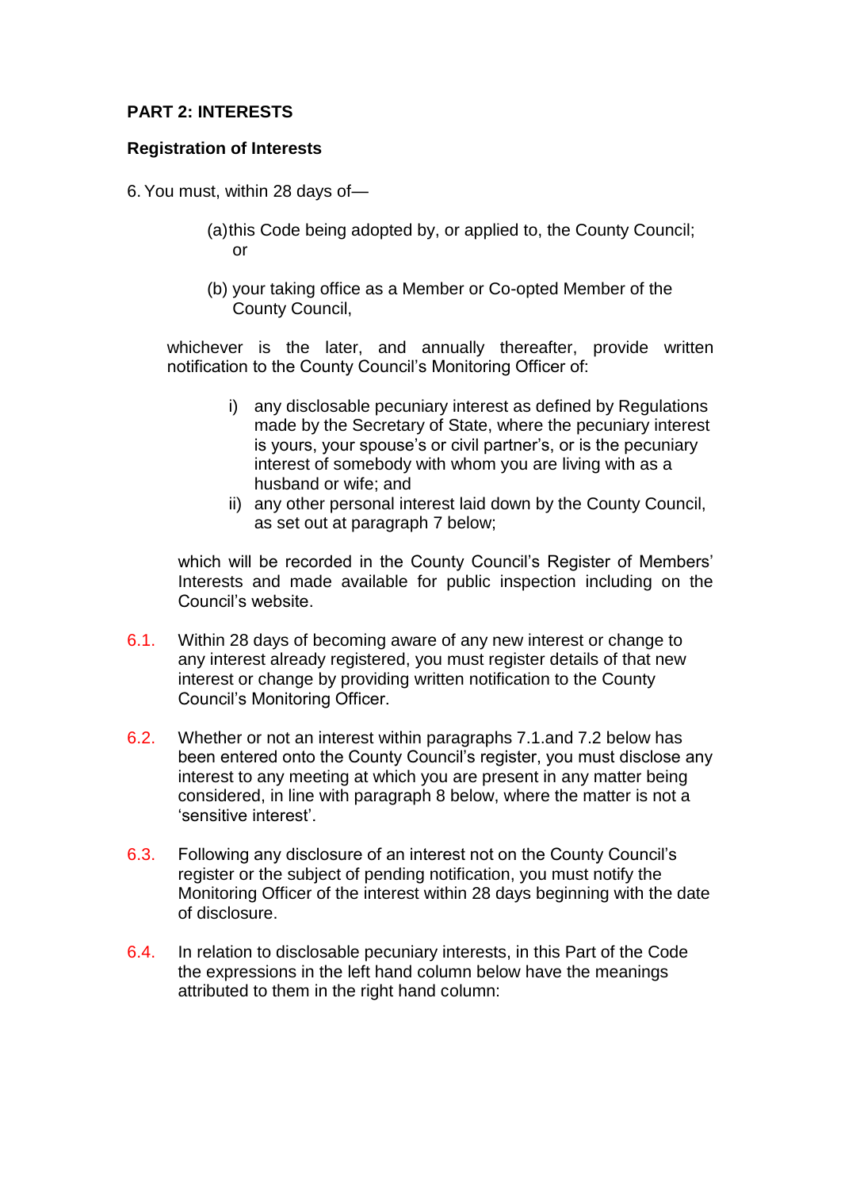**PART 2: INTERESTS**

**Registration of Interests**

6. You must, within 28 days of—

   (a) this Code being adopted by, or applied to, the County Council; or

   (b) your taking office as a Member or Co-opted Member of the County Council,

   whichever is the later, and annually thereafter, provide written notification to the County Council's Monitoring Officer of:

   i) any disclosable pecuniary interest as defined by Regulations made by the Secretary of State, where the pecuniary interest is yours, your spouse's or civil partner's, or is the pecuniary interest of somebody with whom you are living with as a husband or wife; and
   ii) any other personal interest laid down by the County Council, as set out at paragraph 7 below;

   which will be recorded in the County Council's Register of Members' Interests and made available for public inspection including on the Council's website.

6.1. Within 28 days of becoming aware of any new interest or change to any interest already registered, you must register details of that new interest or change by providing written notification to the County Council's Monitoring Officer.

6.2. Whether or not an interest within paragraphs 7.1.and 7.2 below has been entered onto the County Council's register, you must disclose any interest to any meeting at which you are present in any matter being considered, in line with paragraph 8 below, where the matter is not a 'sensitive interest'.

6.3. Following any disclosure of an interest not on the County Council's register or the subject of pending notification, you must notify the Monitoring Officer of the interest within 28 days beginning with the date of disclosure.

6.4. In relation to disclosable pecuniary interests, in this Part of the Code the expressions in the left hand column below have the meanings attributed to them in the right hand column: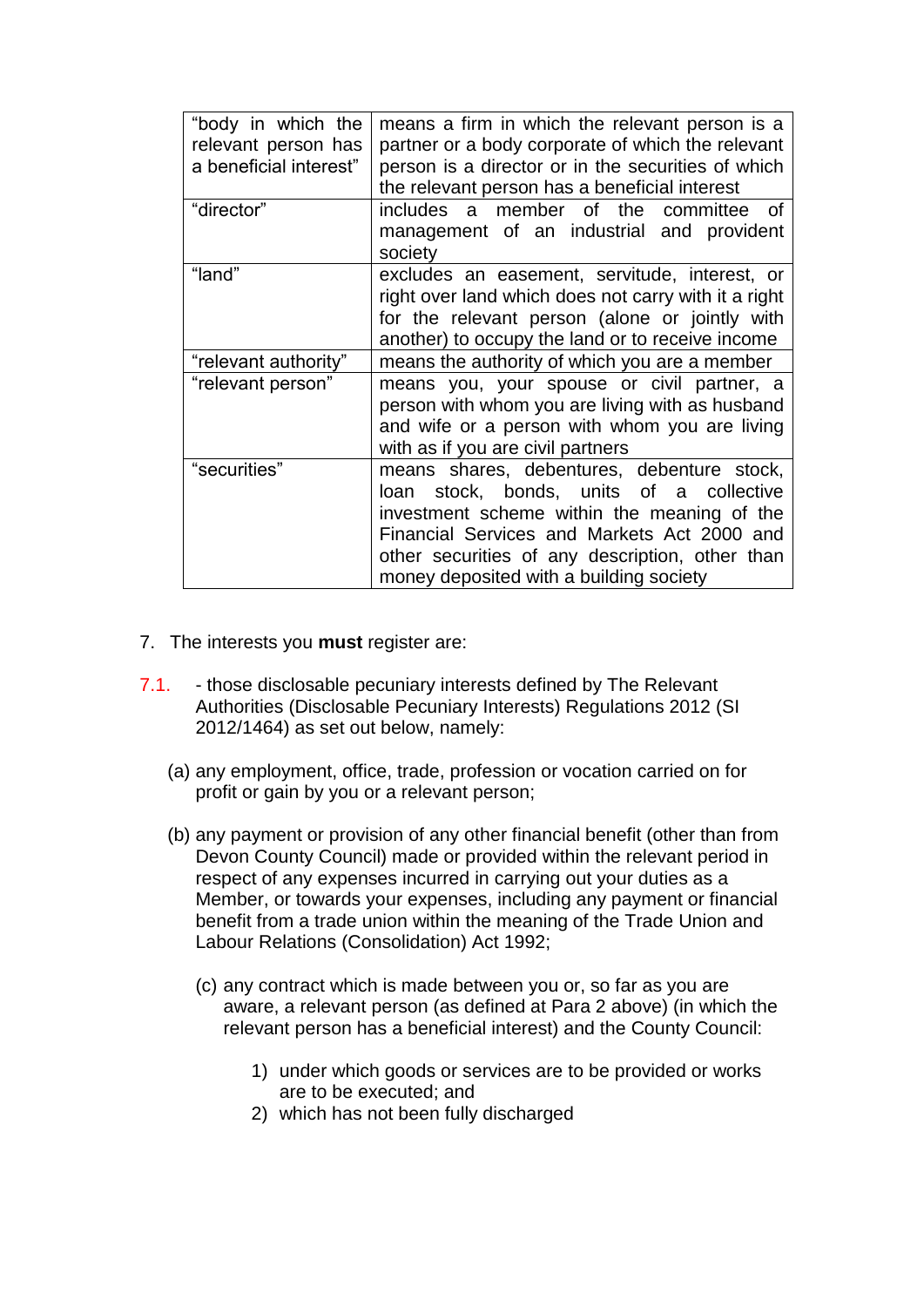| "body in which the relevant person has a beneficial interest" | means a firm in which the relevant person is a partner or a body corporate of which the relevant person is a director or in the securities of which the relevant person has a beneficial interest |
|---|---|
| "director" | includes a member of the committee of management of an industrial and provident society |
| "land" | excludes an easement, servitude, interest, or right over land which does not carry with it a right for the relevant person (alone or jointly with another) to occupy the land or to receive income |
| "relevant authority" | means the authority of which you are a member |
| "relevant person" | means you, your spouse or civil partner, a person with whom you are living with as husband and wife or a person with whom you are living with as if you are civil partners |
| "securities" | means shares, debentures, debenture stock, loan stock, bonds, units of a collective investment scheme within the meaning of the Financial Services and Markets Act 2000 and other securities of any description, other than money deposited with a building society |

7. The interests you **must** register are:

7.1. - those disclosable pecuniary interests defined by The Relevant Authorities (Disclosable Pecuniary Interests) Regulations 2012 (SI 2012/1464) as set out below, namely:

(a) any employment, office, trade, profession or vocation carried on for profit or gain by you or a relevant person;

(b) any payment or provision of any other financial benefit (other than from Devon County Council) made or provided within the relevant period in respect of any expenses incurred in carrying out your duties as a Member, or towards your expenses, including any payment or financial benefit from a trade union within the meaning of the Trade Union and Labour Relations (Consolidation) Act 1992;

(c) any contract which is made between you or, so far as you are aware, a relevant person (as defined at Para 2 above) (in which the relevant person has a beneficial interest) and the County Council:

1) under which goods or services are to be provided or works are to be executed; and
2) which has not been fully discharged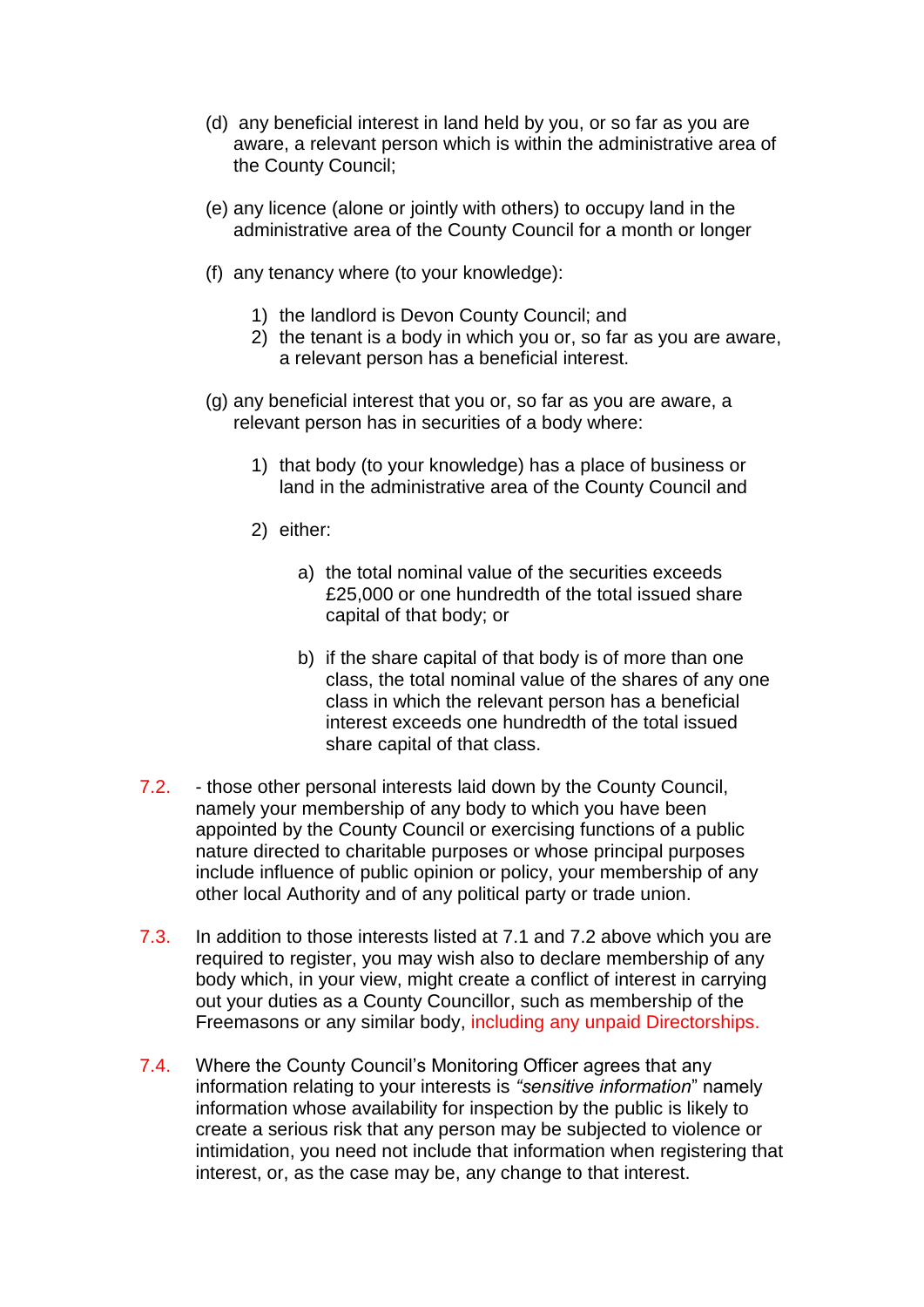(d) any beneficial interest in land held by you, or so far as you are aware, a relevant person which is within the administrative area of the County Council;

(e) any licence (alone or jointly with others) to occupy land in the administrative area of the County Council for a month or longer

(f) any tenancy where (to your knowledge):

1) the landlord is Devon County Council; and
2) the tenant is a body in which you or, so far as you are aware, a relevant person has a beneficial interest.

(g) any beneficial interest that you or, so far as you are aware, a relevant person has in securities of a body where:

1) that body (to your knowledge) has a place of business or land in the administrative area of the County Council and

2) either:

a) the total nominal value of the securities exceeds £25,000 or one hundredth of the total issued share capital of that body; or

b) if the share capital of that body is of more than one class, the total nominal value of the shares of any one class in which the relevant person has a beneficial interest exceeds one hundredth of the total issued share capital of that class.

7.2. - those other personal interests laid down by the County Council, namely your membership of any body to which you have been appointed by the County Council or exercising functions of a public nature directed to charitable purposes or whose principal purposes include influence of public opinion or policy, your membership of any other local Authority and of any political party or trade union.

7.3. In addition to those interests listed at 7.1 and 7.2 above which you are required to register, you may wish also to declare membership of any body which, in your view, might create a conflict of interest in carrying out your duties as a County Councillor, such as membership of the Freemasons or any similar body, including any unpaid Directorships.

7.4. Where the County Council's Monitoring Officer agrees that any information relating to your interests is *"sensitive information"* namely information whose availability for inspection by the public is likely to create a serious risk that any person may be subjected to violence or intimidation, you need not include that information when registering that interest, or, as the case may be, any change to that interest.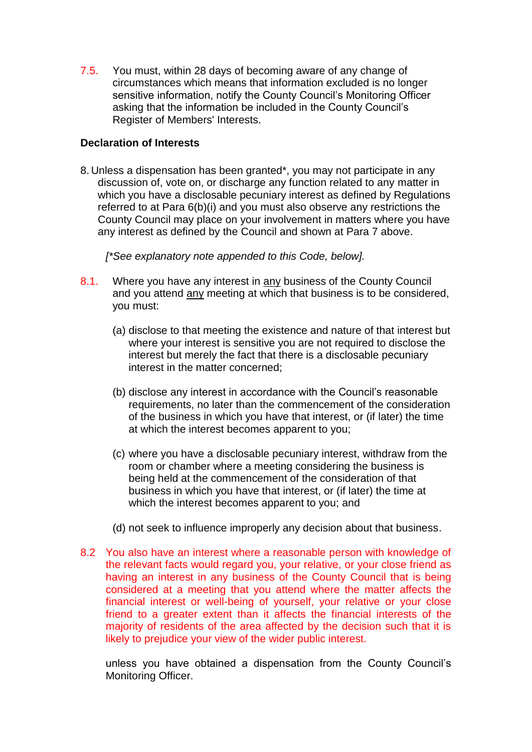7.5. You must, within 28 days of becoming aware of any change of circumstances which means that information excluded is no longer sensitive information, notify the County Council's Monitoring Officer asking that the information be included in the County Council's Register of Members' Interests.

**Declaration of Interests**

8. Unless a dispensation has been granted*, you may not participate in any discussion of, vote on, or discharge any function related to any matter in which you have a disclosable pecuniary interest as defined by Regulations referred to at Para 6(b)(i) and you must also observe any restrictions the County Council may place on your involvement in matters where you have any interest as defined by the Council and shown at Para 7 above.

*[*See explanatory note appended to this Code, below].*

8.1. Where you have any interest in <u>any</u> business of the County Council and you attend <u>any</u> meeting at which that business is to be considered, you must:

(a) disclose to that meeting the existence and nature of that interest but where your interest is sensitive you are not required to disclose the interest but merely the fact that there is a disclosable pecuniary interest in the matter concerned;

(b) disclose any interest in accordance with the Council's reasonable requirements, no later than the commencement of the consideration of the business in which you have that interest, or (if later) the time at which the interest becomes apparent to you;

(c) where you have a disclosable pecuniary interest, withdraw from the room or chamber where a meeting considering the business is being held at the commencement of the consideration of that business in which you have that interest, or (if later) the time at which the interest becomes apparent to you; and

(d) not seek to influence improperly any decision about that business.

8.2 You also have an interest where a reasonable person with knowledge of the relevant facts would regard you, your relative, or your close friend as having an interest in any business of the County Council that is being considered at a meeting that you attend where the matter affects the financial interest or well-being of yourself, your relative or your close friend to a greater extent than it affects the financial interests of the majority of residents of the area affected by the decision such that it is likely to prejudice your view of the wider public interest.

unless you have obtained a dispensation from the County Council's Monitoring Officer.